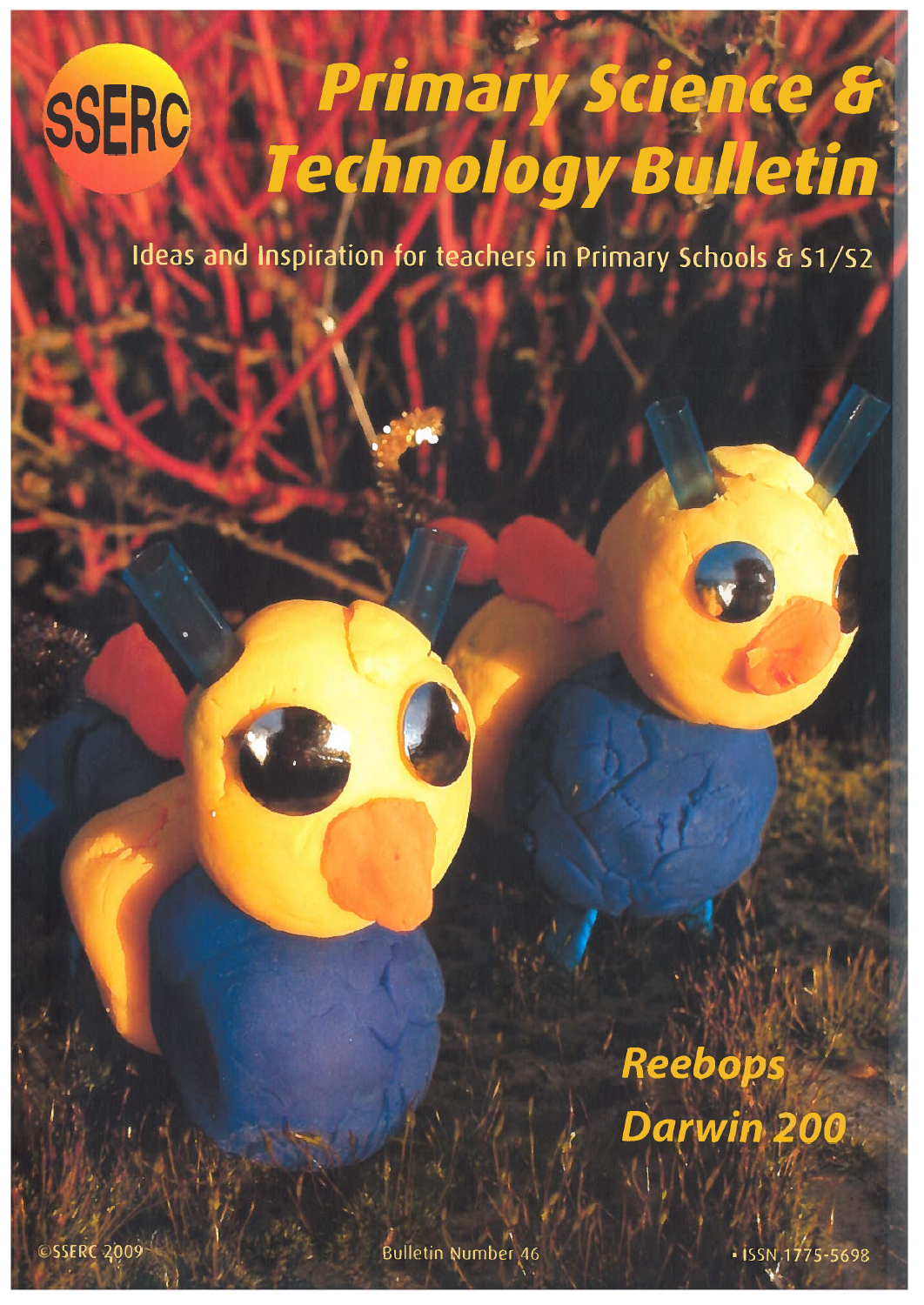SSERC

# Primary Science & Technology Bulletin

Ideas and Inspiration for teachers in Primary Schools & S1/S2

Reebops

Darwin 200

©SSERC 2009

Bulletin Number 46

ISSN 1775-5698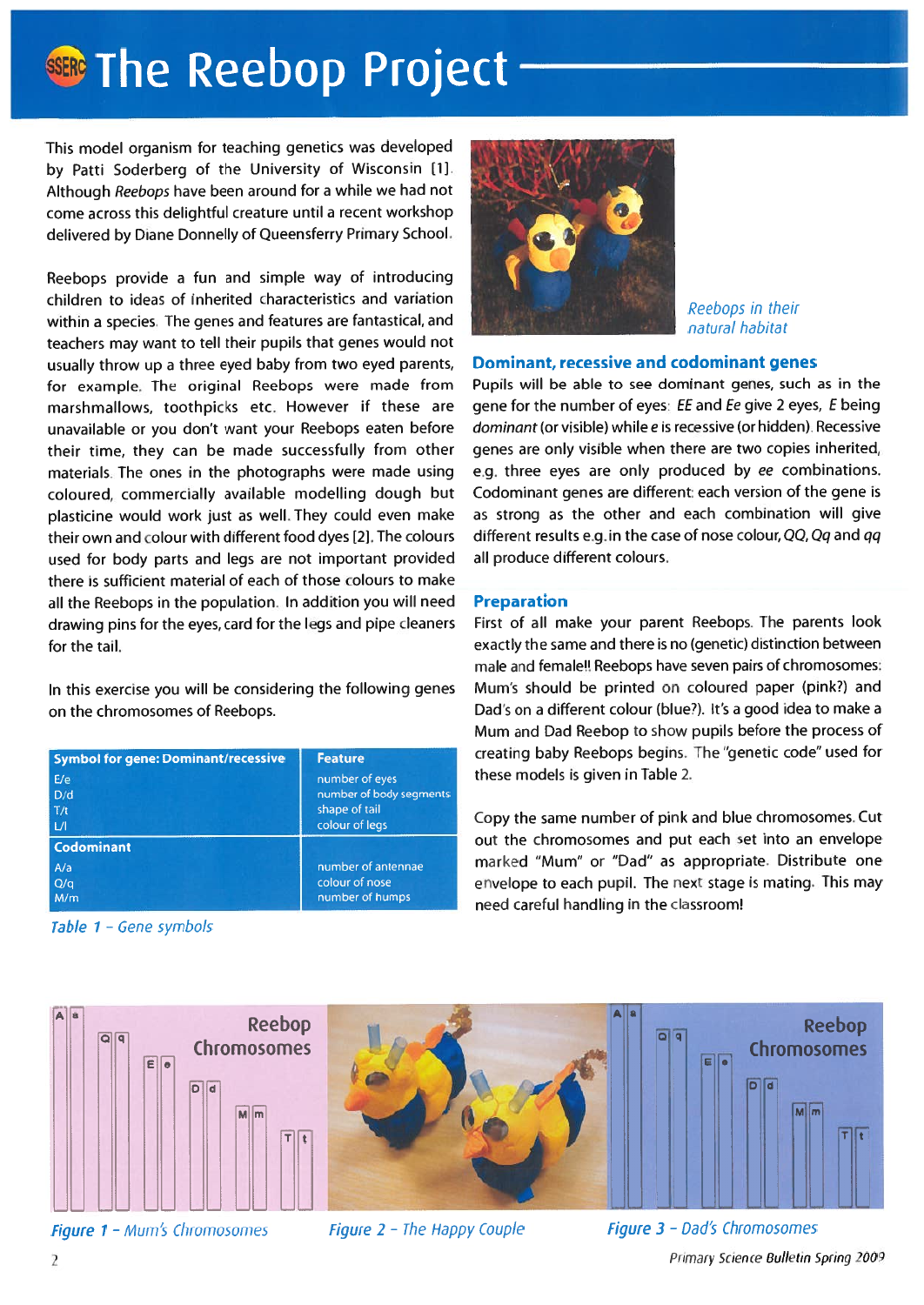# The Reebop Project

This model organism for teaching genetics was developed by Patti Soderberg of the University of Wisconsin [1]. Although *Reebops* have been around for a while we had not come across this delightful creature until a recent workshop delivered by Diane Donnelly of Queensferry Primary School.

Reebops provide a fun and simple way of introducing children to ideas of inherited characteristics and variation within a species. The genes and features are fantastical, and teachers may want to tell their pupils that genes would not usually throw up a three eyed baby from two eyed parents, for example. The original Reebops were made from marshmallows, toothpicks etc. However if these are unavailable or you don't want your Reebops eaten before their time, they can be made successfully from other materials. The ones in the photographs were made using coloured, commercially available modelling dough but plasticine would work just as well. They could even make their own and colour with different food dyes [2]. The colours used for body parts and legs are not important provided there is sufficient material of each of those colours to make all the Reebops in the population. In addition you will need drawing pins for the eyes, card for the legs and pipe cleaners for the tail.

In this exercise you will be considering the following genes on the chromosomes of Reebops.

| Symbol for gene: Dominant/recessive | Feature |
|---|---|
| E/e | number of eyes |
| D/d | number of body segments |
| T/t | shape of tail |
| L/l | colour of legs |
| **Codominant** | |
| A/a | number of antennae |
| Q/q | colour of nose |
| M/m | number of humps |

*Table 1 - Gene symbols*

*Reebops in their natural habitat*

## Dominant, recessive and codominant genes

Pupils will be able to see dominant genes, such as in the gene for the number of eyes: *EE* and *Ee* give 2 eyes, *E* being *dominant* (or visible) while *e* is recessive (or hidden). Recessive genes are only visible when there are two copies inherited, e.g. three eyes are only produced by *ee* combinations. Codominant genes are different: each version of the gene is as strong as the other and each combination will give different results e.g. in the case of nose colour, *QQ*, *Qq* and *qq* all produce different colours.

## Preparation

First of all make your parent Reebops. The parents look exactly the same and there is no (genetic) distinction between male and female!! Reebops have seven pairs of chromosomes: Mum's should be printed on coloured paper (pink?) and Dad's on a different colour (blue?). It's a good idea to make a Mum and Dad Reebop to show pupils before the process of creating baby Reebops begins. The "genetic code" used for these models is given in Table 2.

Copy the same number of pink and blue chromosomes. Cut out the chromosomes and put each set into an envelope marked "Mum" or "Dad" as appropriate. Distribute one envelope to each pupil. The next stage is mating. This may need careful handling in the classroom!

*Figure 1 - Mum's Chromosomes*

*Figure 2 - The Happy Couple*

*Figure 3 - Dad's Chromosomes*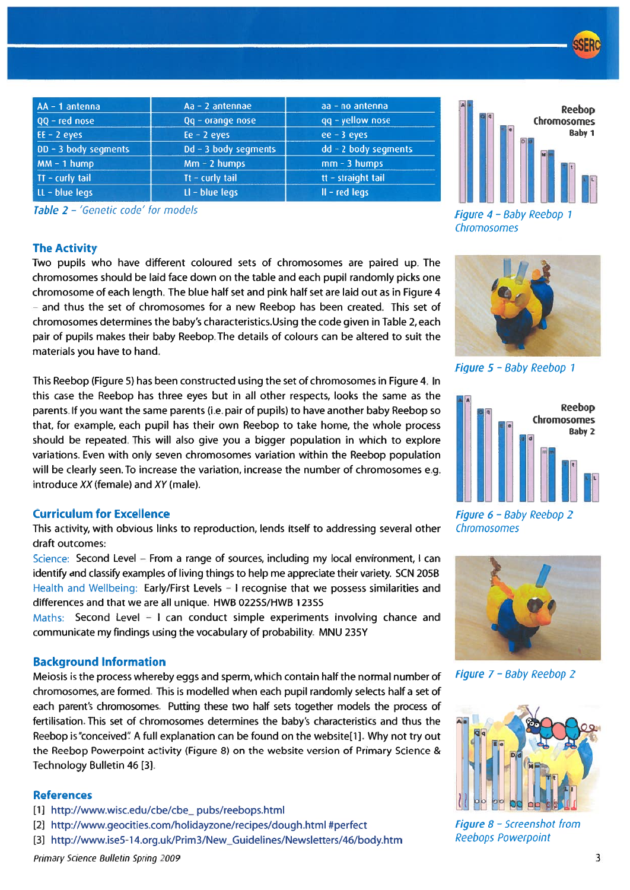| AA – 1 antenna | Aa – 2 antennae | aa – no antenna |
|---|---|---|
| QQ – red nose | Qq – orange nose | qq – yellow nose |
| EE – 2 eyes | Ee – 2 eyes | ee – 3 eyes |
| DD – 3 body segments | Dd – 3 body segments | dd – 2 body segments |
| MM – 1 hump | Mm – 2 humps | mm – 3 humps |
| TT – curly tail | Tt – curly tail | tt – straight tail |
| LL – blue legs | Ll – blue legs | ll – red legs |

*Table 2 – 'Genetic code' for models*

## The Activity

Two pupils who have different coloured sets of chromosomes are paired up. The chromosomes should be laid face down on the table and each pupil randomly picks one chromosome of each length. The blue half set and pink half set are laid out as in Figure 4 – and thus the set of chromosomes for a new Reebop has been created. This set of chromosomes determines the baby's characteristics. Using the code given in Table 2, each pair of pupils makes their baby Reebop. The details of colours can be altered to suit the materials you have to hand.

This Reebop (Figure 5) has been constructed using the set of chromosomes in Figure 4. In this case the Reebop has three eyes but in all other respects, looks the same as the parents. If you want the same parents (i.e. pair of pupils) to have another baby Reebop so that, for example, each pupil has their own Reebop to take home, the whole process should be repeated. This will also give you a bigger population in which to explore variations. Even with only seven chromosomes variation within the Reebop population will be clearly seen. To increase the variation, increase the number of chromosomes e.g. introduce *XX* (female) and *XY* (male).

## Curriculum for Excellence

This activity, with obvious links to reproduction, lends itself to addressing several other draft outcomes:

Science: Second Level – From a range of sources, including my local environment, I can identify and classify examples of living things to help me appreciate their variety. SCN 205B

Health and Wellbeing: Early/First Levels – I recognise that we possess similarities and differences and that we are all unique. HWB 022SS/HWB 123SS

Maths: Second Level – I can conduct simple experiments involving chance and communicate my findings using the vocabulary of probability. MNU 235Y

## Background Information

Meiosis is the process whereby eggs and sperm, which contain half the normal number of chromosomes, are formed. This is modelled when each pupil randomly selects half a set of each parent's chromosomes. Putting these two half sets together models the process of fertilisation. This set of chromosomes determines the baby's characteristics and thus the Reebop is "conceived". A full explanation can be found on the website[1]. Why not try out the Reebop Powerpoint activity (Figure 8) on the website version of Primary Science & Technology Bulletin 46 [3].

## References

[1] http://www.wisc.edu/cbe/cbe_ pubs/reebops.html

[2] http://www.geocities.com/holidayzone/recipes/dough.html #perfect

[3] http://www.ise5-14.org.uk/Prim3/New_Guidelines/Newsletters/46/body.htm

*Figure 4 – Baby Reebop 1 Chromosomes*

*Figure 5 – Baby Reebop 1*

*Figure 6 – Baby Reebop 2 Chromosomes*

*Figure 7 – Baby Reebop 2*

*Figure 8 – Screenshot from Reebops Powerpoint*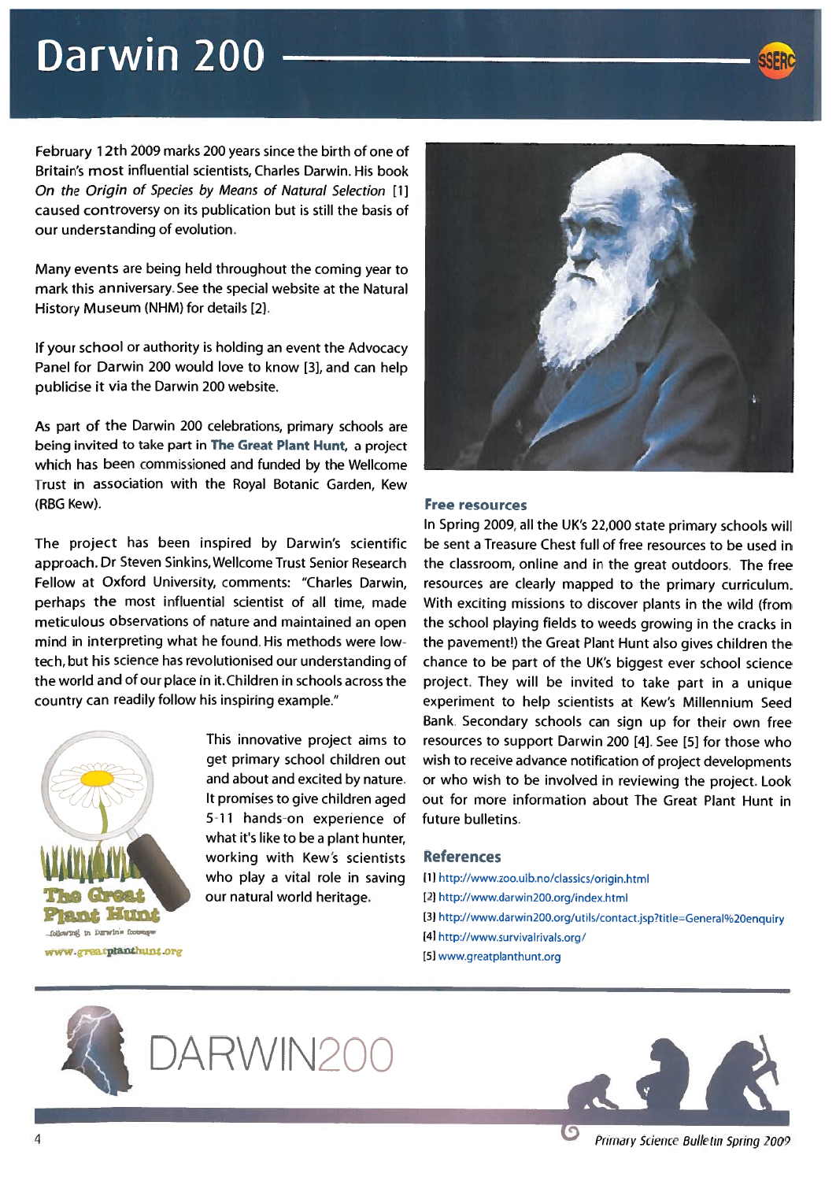# Darwin 200

February 12th 2009 marks 200 years since the birth of one of Britain's most influential scientists, Charles Darwin. His book *On the Origin of Species by Means of Natural Selection* [1] caused controversy on its publication but is still the basis of our understanding of evolution.

Many events are being held throughout the coming year to mark this anniversary. See the special website at the Natural History Museum (NHM) for details [2].

If your school or authority is holding an event the Advocacy Panel for Darwin 200 would love to know [3], and can help publicise it via the Darwin 200 website.

As part of the Darwin 200 celebrations, primary schools are being invited to take part in **The Great Plant Hunt**, a project which has been commissioned and funded by the Wellcome Trust in association with the Royal Botanic Garden, Kew (RBG Kew).

The project has been inspired by Darwin's scientific approach. Dr Steven Sinkins, Wellcome Trust Senior Research Fellow at Oxford University, comments: "Charles Darwin, perhaps the most influential scientist of all time, made meticulous observations of nature and maintained an open mind in interpreting what he found. His methods were low-tech, but his science has revolutionised our understanding of the world and of our place in it. Children in schools across the country can readily follow his inspiring example."

The Great Plant Hunt

...following in Darwin's footsteps

www.greatplanthunt.org

This innovative project aims to get primary school children out and about and excited by nature. It promises to give children aged 5-11 hands-on experience of what it's like to be a plant hunter, working with Kew's scientists who play a vital role in saving our natural world heritage.

## Free resources

In Spring 2009, all the UK's 22,000 state primary schools will be sent a Treasure Chest full of free resources to be used in the classroom, online and in the great outdoors. The free resources are clearly mapped to the primary curriculum. With exciting missions to discover plants in the wild (from the school playing fields to weeds growing in the cracks in the pavement!) the Great Plant Hunt also gives children the chance to be part of the UK's biggest ever school science project. They will be invited to take part in a unique experiment to help scientists at Kew's Millennium Seed Bank. Secondary schools can sign up for their own free resources to support Darwin 200 [4]. See [5] for those who wish to receive advance notification of project developments or who wish to be involved in reviewing the project. Look out for more information about The Great Plant Hunt in future bulletins.

## References

[1] http://www.zoo.uib.no/classics/origin.html

[2] http://www.darwin200.org/index.html

[3] http://www.darwin200.org/utils/contact.jsp?title=General%20enquiry

[4] http://www.survivalrivals.org/

[5] www.greatplanthunt.org

DARWIN200